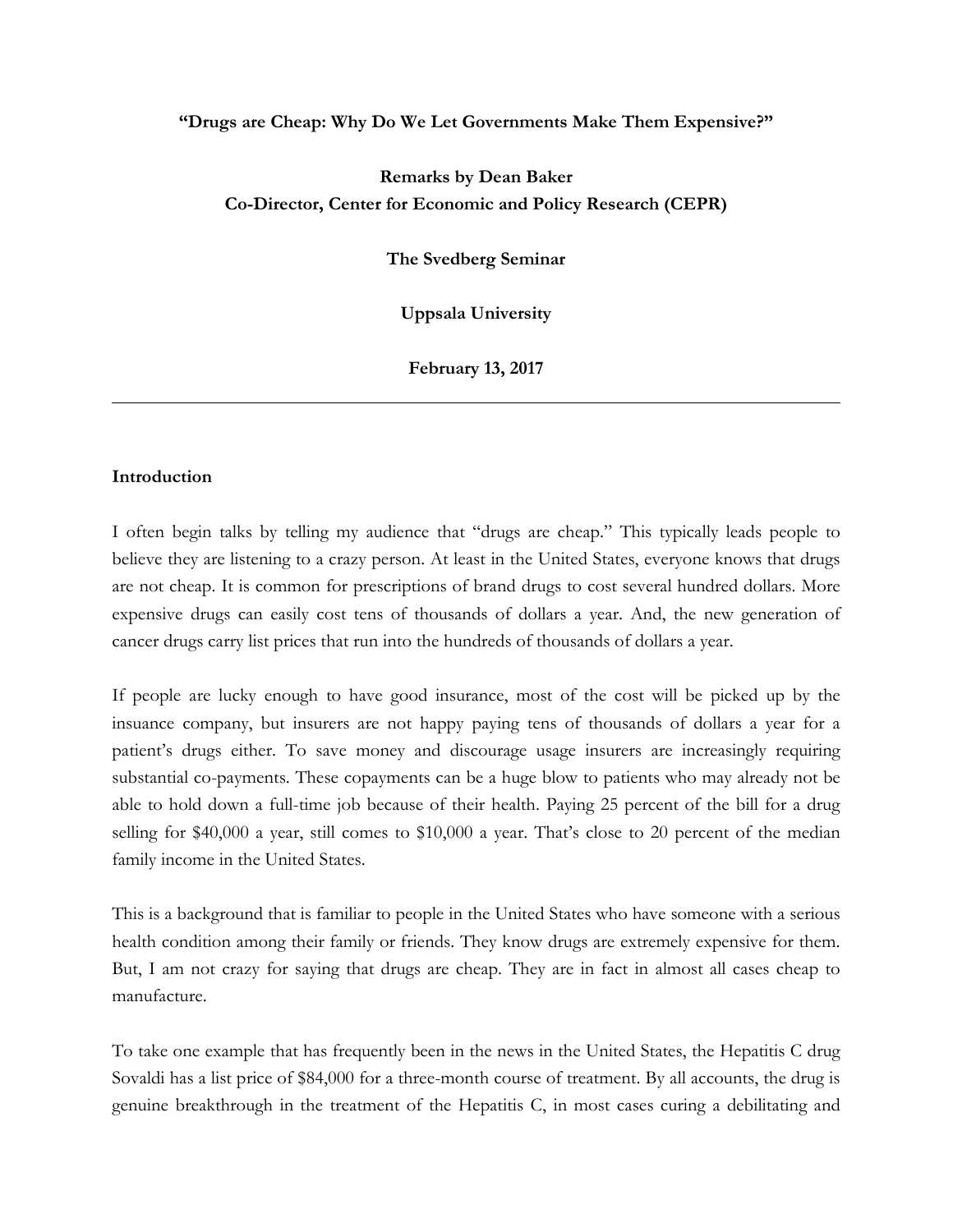**"Drugs are Cheap: Why Do We Let Governments Make Them Expensive?"**

**Remarks by Dean Baker**
**Co-Director, Center for Economic and Policy Research (CEPR)**

**The Svedberg Seminar**

**Uppsala University**

**February 13, 2017**

---

## Introduction

I often begin talks by telling my audience that "drugs are cheap." This typically leads people to believe they are listening to a crazy person. At least in the United States, everyone knows that drugs are not cheap. It is common for prescriptions of brand drugs to cost several hundred dollars. More expensive drugs can easily cost tens of thousands of dollars a year. And, the new generation of cancer drugs carry list prices that run into the hundreds of thousands of dollars a year.

If people are lucky enough to have good insurance, most of the cost will be picked up by the insuance company, but insurers are not happy paying tens of thousands of dollars a year for a patient's drugs either. To save money and discourage usage insurers are increasingly requiring substantial co-payments. These copayments can be a huge blow to patients who may already not be able to hold down a full-time job because of their health. Paying 25 percent of the bill for a drug selling for $40,000 a year, still comes to $10,000 a year. That's close to 20 percent of the median family income in the United States.

This is a background that is familiar to people in the United States who have someone with a serious health condition among their family or friends. They know drugs are extremely expensive for them. But, I am not crazy for saying that drugs are cheap. They are in fact in almost all cases cheap to manufacture.

To take one example that has frequently been in the news in the United States, the Hepatitis C drug Sovaldi has a list price of $84,000 for a three-month course of treatment. By all accounts, the drug is genuine breakthrough in the treatment of the Hepatitis C, in most cases curing a debilitating and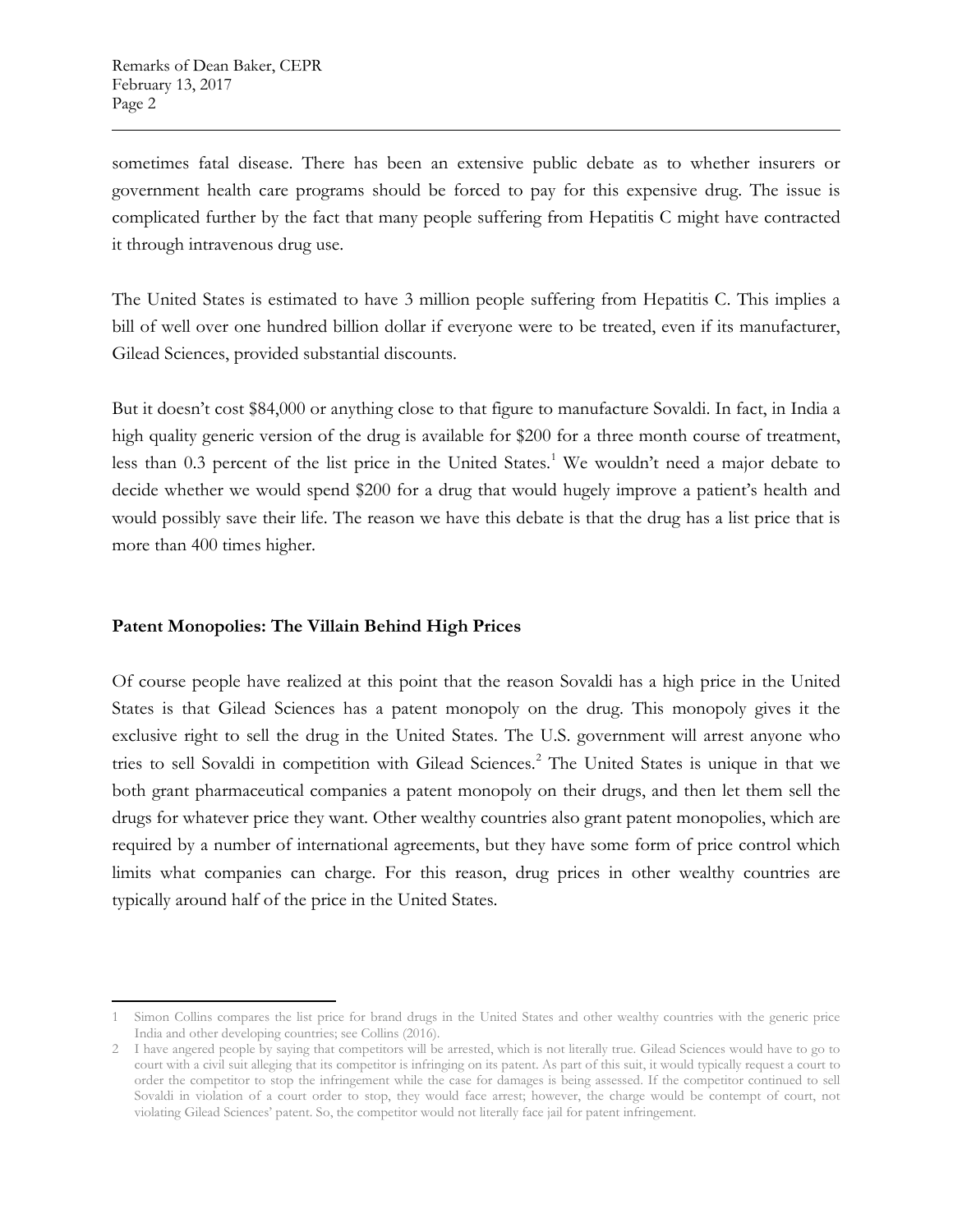sometimes fatal disease. There has been an extensive public debate as to whether insurers or government health care programs should be forced to pay for this expensive drug. The issue is complicated further by the fact that many people suffering from Hepatitis C might have contracted it through intravenous drug use.

The United States is estimated to have 3 million people suffering from Hepatitis C. This implies a bill of well over one hundred billion dollar if everyone were to be treated, even if its manufacturer, Gilead Sciences, provided substantial discounts.

But it doesn't cost $84,000 or anything close to that figure to manufacture Sovaldi. In fact, in India a high quality generic version of the drug is available for $200 for a three month course of treatment, less than 0.3 percent of the list price in the United States.[1] We wouldn't need a major debate to decide whether we would spend $200 for a drug that would hugely improve a patient's health and would possibly save their life. The reason we have this debate is that the drug has a list price that is more than 400 times higher.

## Patent Monopolies: The Villain Behind High Prices

Of course people have realized at this point that the reason Sovaldi has a high price in the United States is that Gilead Sciences has a patent monopoly on the drug. This monopoly gives it the exclusive right to sell the drug in the United States. The U.S. government will arrest anyone who tries to sell Sovaldi in competition with Gilead Sciences.[2] The United States is unique in that we both grant pharmaceutical companies a patent monopoly on their drugs, and then let them sell the drugs for whatever price they want. Other wealthy countries also grant patent monopolies, which are required by a number of international agreements, but they have some form of price control which limits what companies can charge. For this reason, drug prices in other wealthy countries are typically around half of the price in the United States.

---

1 Simon Collins compares the list price for brand drugs in the United States and other wealthy countries with the generic price India and other developing countries; see Collins (2016).

2 I have angered people by saying that competitors will be arrested, which is not literally true. Gilead Sciences would have to go to court with a civil suit alleging that its competitor is infringing on its patent. As part of this suit, it would typically request a court to order the competitor to stop the infringement while the case for damages is being assessed. If the competitor continued to sell Sovaldi in violation of a court order to stop, they would face arrest; however, the charge would be contempt of court, not violating Gilead Sciences' patent. So, the competitor would not literally face jail for patent infringement.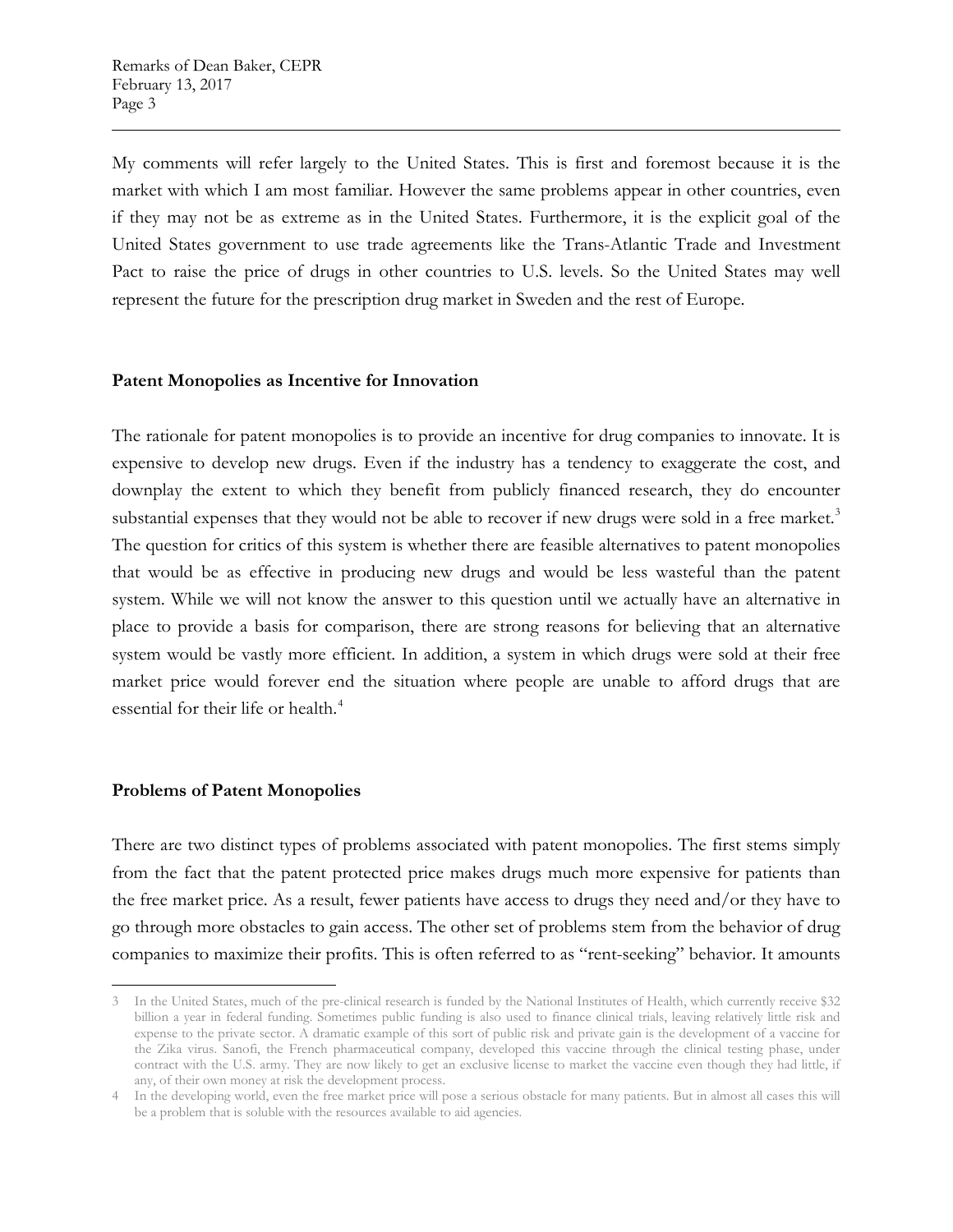My comments will refer largely to the United States. This is first and foremost because it is the market with which I am most familiar. However the same problems appear in other countries, even if they may not be as extreme as in the United States. Furthermore, it is the explicit goal of the United States government to use trade agreements like the Trans-Atlantic Trade and Investment Pact to raise the price of drugs in other countries to U.S. levels. So the United States may well represent the future for the prescription drug market in Sweden and the rest of Europe.

**Patent Monopolies as Incentive for Innovation**

The rationale for patent monopolies is to provide an incentive for drug companies to innovate. It is expensive to develop new drugs. Even if the industry has a tendency to exaggerate the cost, and downplay the extent to which they benefit from publicly financed research, they do encounter substantial expenses that they would not be able to recover if new drugs were sold in a free market.[3] The question for critics of this system is whether there are feasible alternatives to patent monopolies that would be as effective in producing new drugs and would be less wasteful than the patent system. While we will not know the answer to this question until we actually have an alternative in place to provide a basis for comparison, there are strong reasons for believing that an alternative system would be vastly more efficient. In addition, a system in which drugs were sold at their free market price would forever end the situation where people are unable to afford drugs that are essential for their life or health.[4]

**Problems of Patent Monopolies**

There are two distinct types of problems associated with patent monopolies. The first stems simply from the fact that the patent protected price makes drugs much more expensive for patients than the free market price. As a result, fewer patients have access to drugs they need and/or they have to go through more obstacles to gain access. The other set of problems stem from the behavior of drug companies to maximize their profits. This is often referred to as "rent-seeking" behavior. It amounts

---

3 In the United States, much of the pre-clinical research is funded by the National Institutes of Health, which currently receive $32 billion a year in federal funding. Sometimes public funding is also used to finance clinical trials, leaving relatively little risk and expense to the private sector. A dramatic example of this sort of public risk and private gain is the development of a vaccine for the Zika virus. Sanofi, the French pharmaceutical company, developed this vaccine through the clinical testing phase, under contract with the U.S. army. They are now likely to get an exclusive license to market the vaccine even though they had little, if any, of their own money at risk the development process.

4 In the developing world, even the free market price will pose a serious obstacle for many patients. But in almost all cases this will be a problem that is soluble with the resources available to aid agencies.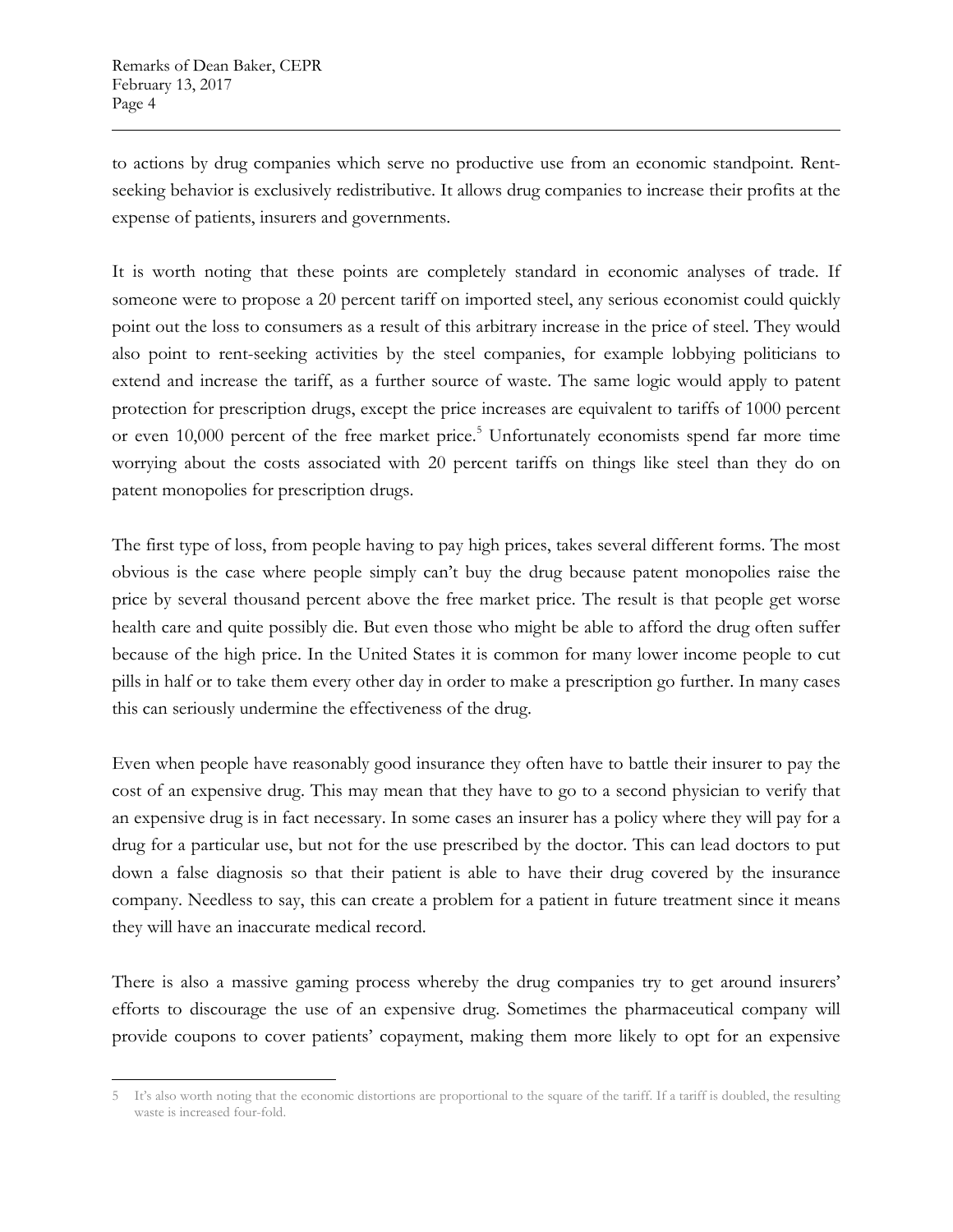to actions by drug companies which serve no productive use from an economic standpoint. Rent-seeking behavior is exclusively redistributive. It allows drug companies to increase their profits at the expense of patients, insurers and governments.

It is worth noting that these points are completely standard in economic analyses of trade. If someone were to propose a 20 percent tariff on imported steel, any serious economist could quickly point out the loss to consumers as a result of this arbitrary increase in the price of steel. They would also point to rent-seeking activities by the steel companies, for example lobbying politicians to extend and increase the tariff, as a further source of waste. The same logic would apply to patent protection for prescription drugs, except the price increases are equivalent to tariffs of 1000 percent or even 10,000 percent of the free market price.[5] Unfortunately economists spend far more time worrying about the costs associated with 20 percent tariffs on things like steel than they do on patent monopolies for prescription drugs.

The first type of loss, from people having to pay high prices, takes several different forms. The most obvious is the case where people simply can't buy the drug because patent monopolies raise the price by several thousand percent above the free market price. The result is that people get worse health care and quite possibly die. But even those who might be able to afford the drug often suffer because of the high price. In the United States it is common for many lower income people to cut pills in half or to take them every other day in order to make a prescription go further. In many cases this can seriously undermine the effectiveness of the drug.

Even when people have reasonably good insurance they often have to battle their insurer to pay the cost of an expensive drug. This may mean that they have to go to a second physician to verify that an expensive drug is in fact necessary. In some cases an insurer has a policy where they will pay for a drug for a particular use, but not for the use prescribed by the doctor. This can lead doctors to put down a false diagnosis so that their patient is able to have their drug covered by the insurance company. Needless to say, this can create a problem for a patient in future treatment since it means they will have an inaccurate medical record.

There is also a massive gaming process whereby the drug companies try to get around insurers' efforts to discourage the use of an expensive drug. Sometimes the pharmaceutical company will provide coupons to cover patients' copayment, making them more likely to opt for an expensive

---

5 It's also worth noting that the economic distortions are proportional to the square of the tariff. If a tariff is doubled, the resulting waste is increased four-fold.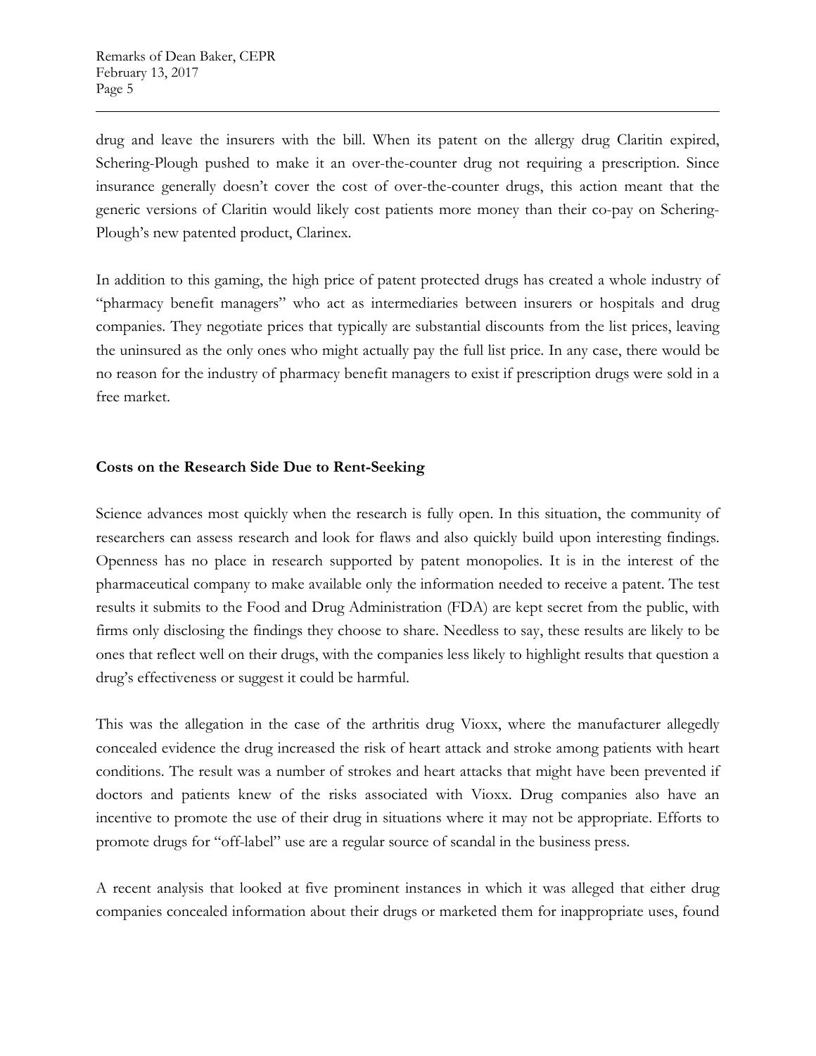drug and leave the insurers with the bill. When its patent on the allergy drug Claritin expired, Schering-Plough pushed to make it an over-the-counter drug not requiring a prescription. Since insurance generally doesn't cover the cost of over-the-counter drugs, this action meant that the generic versions of Claritin would likely cost patients more money than their co-pay on Schering-Plough's new patented product, Clarinex.

In addition to this gaming, the high price of patent protected drugs has created a whole industry of "pharmacy benefit managers" who act as intermediaries between insurers or hospitals and drug companies. They negotiate prices that typically are substantial discounts from the list prices, leaving the uninsured as the only ones who might actually pay the full list price. In any case, there would be no reason for the industry of pharmacy benefit managers to exist if prescription drugs were sold in a free market.

### Costs on the Research Side Due to Rent-Seeking

Science advances most quickly when the research is fully open. In this situation, the community of researchers can assess research and look for flaws and also quickly build upon interesting findings. Openness has no place in research supported by patent monopolies. It is in the interest of the pharmaceutical company to make available only the information needed to receive a patent. The test results it submits to the Food and Drug Administration (FDA) are kept secret from the public, with firms only disclosing the findings they choose to share. Needless to say, these results are likely to be ones that reflect well on their drugs, with the companies less likely to highlight results that question a drug's effectiveness or suggest it could be harmful.

This was the allegation in the case of the arthritis drug Vioxx, where the manufacturer allegedly concealed evidence the drug increased the risk of heart attack and stroke among patients with heart conditions. The result was a number of strokes and heart attacks that might have been prevented if doctors and patients knew of the risks associated with Vioxx. Drug companies also have an incentive to promote the use of their drug in situations where it may not be appropriate. Efforts to promote drugs for "off-label" use are a regular source of scandal in the business press.

A recent analysis that looked at five prominent instances in which it was alleged that either drug companies concealed information about their drugs or marketed them for inappropriate uses, found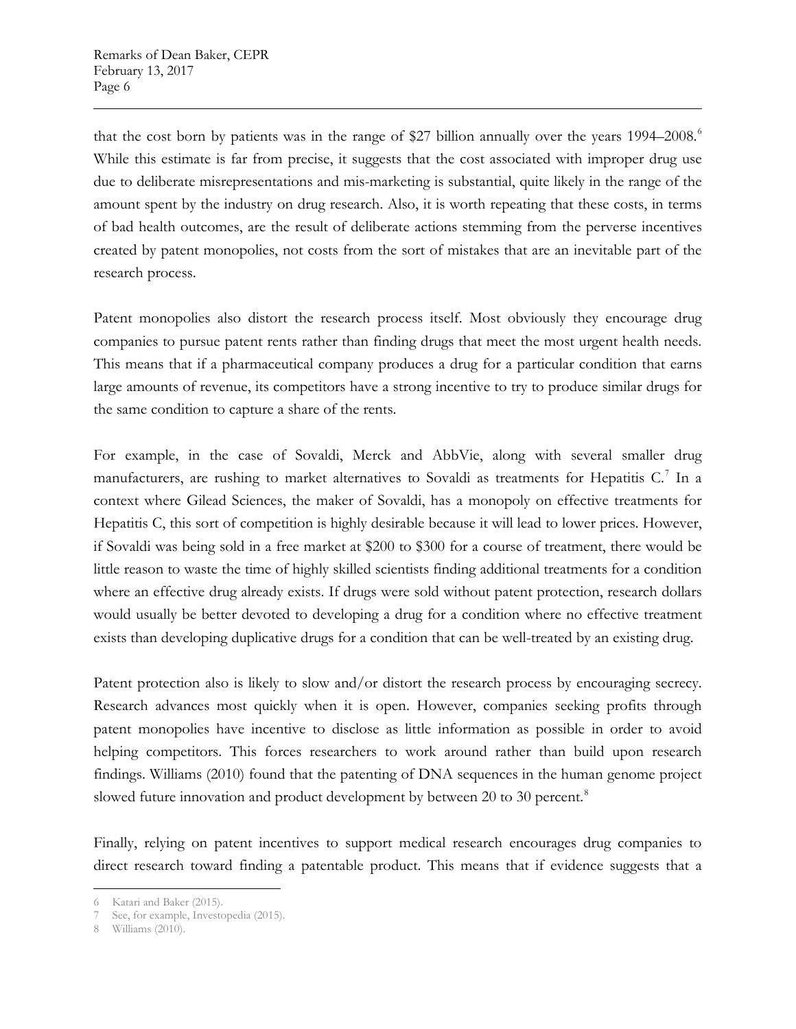that the cost born by patients was in the range of $27 billion annually over the years 1994–2008.[6] While this estimate is far from precise, it suggests that the cost associated with improper drug use due to deliberate misrepresentations and mis-marketing is substantial, quite likely in the range of the amount spent by the industry on drug research. Also, it is worth repeating that these costs, in terms of bad health outcomes, are the result of deliberate actions stemming from the perverse incentives created by patent monopolies, not costs from the sort of mistakes that are an inevitable part of the research process.

Patent monopolies also distort the research process itself. Most obviously they encourage drug companies to pursue patent rents rather than finding drugs that meet the most urgent health needs. This means that if a pharmaceutical company produces a drug for a particular condition that earns large amounts of revenue, its competitors have a strong incentive to try to produce similar drugs for the same condition to capture a share of the rents.

For example, in the case of Sovaldi, Merck and AbbVie, along with several smaller drug manufacturers, are rushing to market alternatives to Sovaldi as treatments for Hepatitis C.[7] In a context where Gilead Sciences, the maker of Sovaldi, has a monopoly on effective treatments for Hepatitis C, this sort of competition is highly desirable because it will lead to lower prices. However, if Sovaldi was being sold in a free market at $200 to $300 for a course of treatment, there would be little reason to waste the time of highly skilled scientists finding additional treatments for a condition where an effective drug already exists. If drugs were sold without patent protection, research dollars would usually be better devoted to developing a drug for a condition where no effective treatment exists than developing duplicative drugs for a condition that can be well-treated by an existing drug.

Patent protection also is likely to slow and/or distort the research process by encouraging secrecy. Research advances most quickly when it is open. However, companies seeking profits through patent monopolies have incentive to disclose as little information as possible in order to avoid helping competitors. This forces researchers to work around rather than build upon research findings. Williams (2010) found that the patenting of DNA sequences in the human genome project slowed future innovation and product development by between 20 to 30 percent.[8]

Finally, relying on patent incentives to support medical research encourages drug companies to direct research toward finding a patentable product. This means that if evidence suggests that a

---

6 Katari and Baker (2015).

7 See, for example, Investopedia (2015).

8 Williams (2010).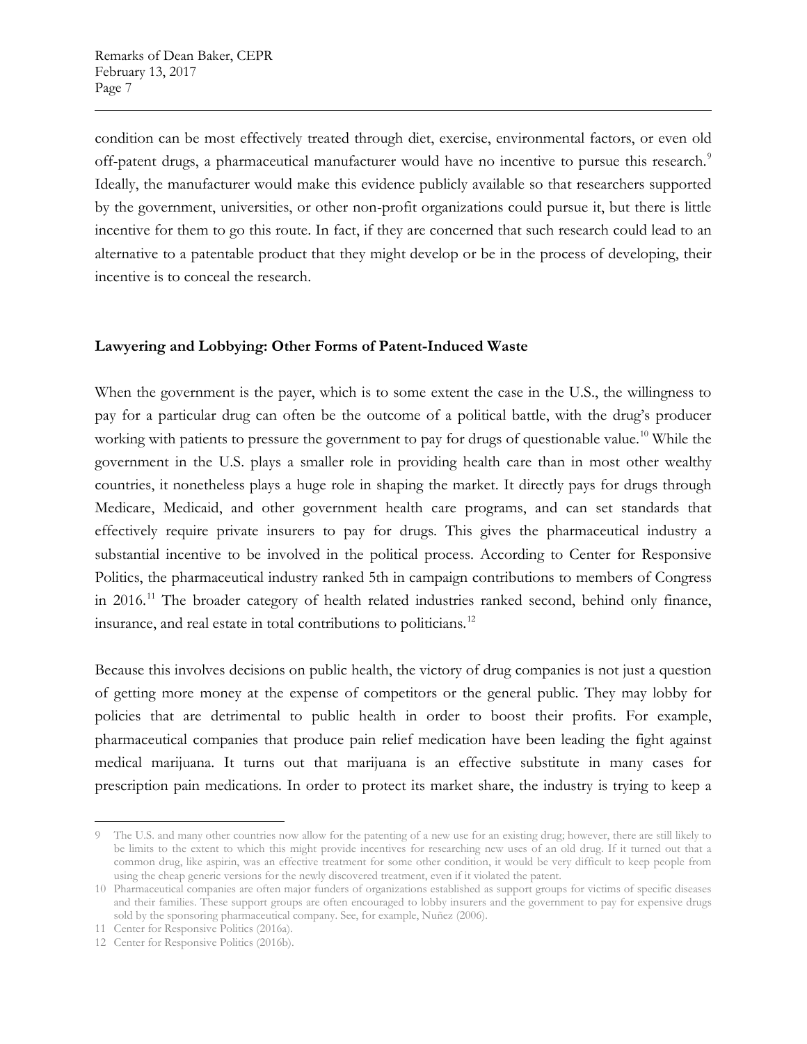condition can be most effectively treated through diet, exercise, environmental factors, or even old off-patent drugs, a pharmaceutical manufacturer would have no incentive to pursue this research.[9] Ideally, the manufacturer would make this evidence publicly available so that researchers supported by the government, universities, or other non-profit organizations could pursue it, but there is little incentive for them to go this route. In fact, if they are concerned that such research could lead to an alternative to a patentable product that they might develop or be in the process of developing, their incentive is to conceal the research.

**Lawyering and Lobbying: Other Forms of Patent-Induced Waste**

When the government is the payer, which is to some extent the case in the U.S., the willingness to pay for a particular drug can often be the outcome of a political battle, with the drug's producer working with patients to pressure the government to pay for drugs of questionable value.[10] While the government in the U.S. plays a smaller role in providing health care than in most other wealthy countries, it nonetheless plays a huge role in shaping the market. It directly pays for drugs through Medicare, Medicaid, and other government health care programs, and can set standards that effectively require private insurers to pay for drugs. This gives the pharmaceutical industry a substantial incentive to be involved in the political process. According to Center for Responsive Politics, the pharmaceutical industry ranked 5th in campaign contributions to members of Congress in 2016.[11] The broader category of health related industries ranked second, behind only finance, insurance, and real estate in total contributions to politicians.[12]

Because this involves decisions on public health, the victory of drug companies is not just a question of getting more money at the expense of competitors or the general public. They may lobby for policies that are detrimental to public health in order to boost their profits. For example, pharmaceutical companies that produce pain relief medication have been leading the fight against medical marijuana. It turns out that marijuana is an effective substitute in many cases for prescription pain medications. In order to protect its market share, the industry is trying to keep a

---

9 The U.S. and many other countries now allow for the patenting of a new use for an existing drug; however, there are still likely to be limits to the extent to which this might provide incentives for researching new uses of an old drug. If it turned out that a common drug, like aspirin, was an effective treatment for some other condition, it would be very difficult to keep people from using the cheap generic versions for the newly discovered treatment, even if it violated the patent.

10 Pharmaceutical companies are often major funders of organizations established as support groups for victims of specific diseases and their families. These support groups are often encouraged to lobby insurers and the government to pay for expensive drugs sold by the sponsoring pharmaceutical company. See, for example, Nuñez (2006).

11 Center for Responsive Politics (2016a).

12 Center for Responsive Politics (2016b).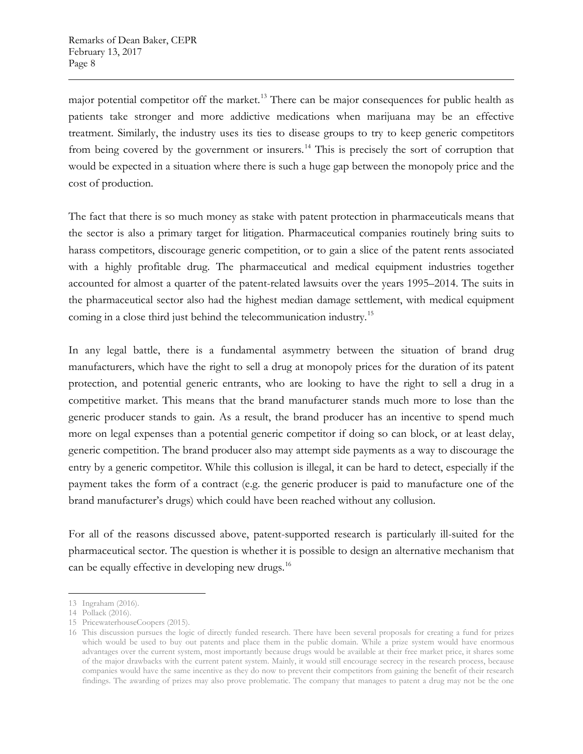major potential competitor off the market.[13] There can be major consequences for public health as patients take stronger and more addictive medications when marijuana may be an effective treatment. Similarly, the industry uses its ties to disease groups to try to keep generic competitors from being covered by the government or insurers.[14] This is precisely the sort of corruption that would be expected in a situation where there is such a huge gap between the monopoly price and the cost of production.

The fact that there is so much money as stake with patent protection in pharmaceuticals means that the sector is also a primary target for litigation. Pharmaceutical companies routinely bring suits to harass competitors, discourage generic competition, or to gain a slice of the patent rents associated with a highly profitable drug. The pharmaceutical and medical equipment industries together accounted for almost a quarter of the patent-related lawsuits over the years 1995–2014. The suits in the pharmaceutical sector also had the highest median damage settlement, with medical equipment coming in a close third just behind the telecommunication industry.[15]

In any legal battle, there is a fundamental asymmetry between the situation of brand drug manufacturers, which have the right to sell a drug at monopoly prices for the duration of its patent protection, and potential generic entrants, who are looking to have the right to sell a drug in a competitive market. This means that the brand manufacturer stands much more to lose than the generic producer stands to gain. As a result, the brand producer has an incentive to spend much more on legal expenses than a potential generic competitor if doing so can block, or at least delay, generic competition. The brand producer also may attempt side payments as a way to discourage the entry by a generic competitor. While this collusion is illegal, it can be hard to detect, especially if the payment takes the form of a contract (e.g. the generic producer is paid to manufacture one of the brand manufacturer's drugs) which could have been reached without any collusion.

For all of the reasons discussed above, patent-supported research is particularly ill-suited for the pharmaceutical sector. The question is whether it is possible to design an alternative mechanism that can be equally effective in developing new drugs.[16]

---

13 Ingraham (2016).

14 Pollack (2016).

15 PricewaterhouseCoopers (2015).

16 This discussion pursues the logic of directly funded research. There have been several proposals for creating a fund for prizes which would be used to buy out patents and place them in the public domain. While a prize system would have enormous advantages over the current system, most importantly because drugs would be available at their free market price, it shares some of the major drawbacks with the current patent system. Mainly, it would still encourage secrecy in the research process, because companies would have the same incentive as they do now to prevent their competitors from gaining the benefit of their research findings. The awarding of prizes may also prove problematic. The company that manages to patent a drug may not be the one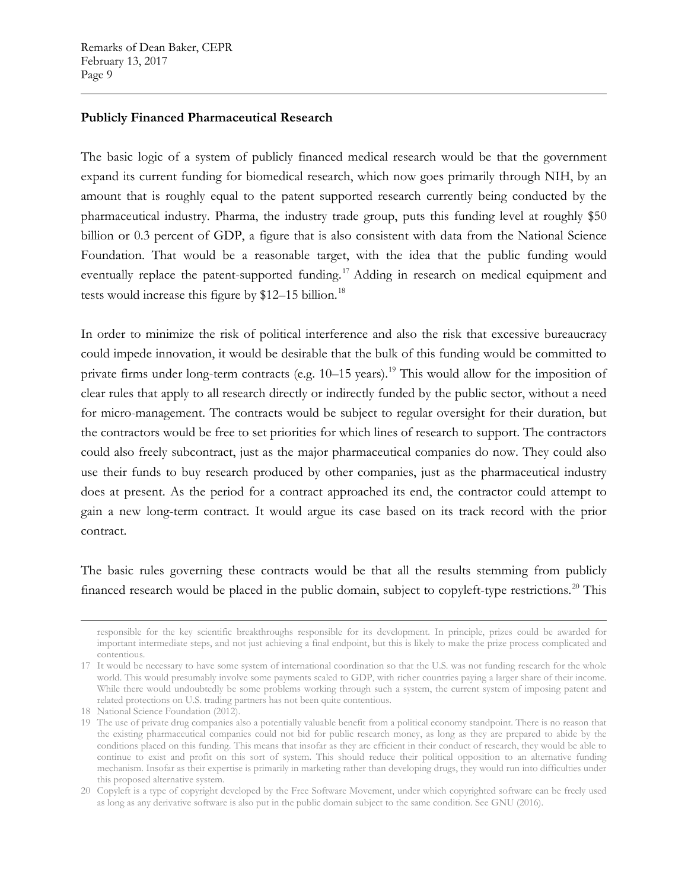## Publicly Financed Pharmaceutical Research

The basic logic of a system of publicly financed medical research would be that the government expand its current funding for biomedical research, which now goes primarily through NIH, by an amount that is roughly equal to the patent supported research currently being conducted by the pharmaceutical industry. Pharma, the industry trade group, puts this funding level at roughly $50 billion or 0.3 percent of GDP, a figure that is also consistent with data from the National Science Foundation. That would be a reasonable target, with the idea that the public funding would eventually replace the patent-supported funding.[17] Adding in research on medical equipment and tests would increase this figure by $12–15 billion.[18]

In order to minimize the risk of political interference and also the risk that excessive bureaucracy could impede innovation, it would be desirable that the bulk of this funding would be committed to private firms under long-term contracts (e.g. 10–15 years).[19] This would allow for the imposition of clear rules that apply to all research directly or indirectly funded by the public sector, without a need for micro-management. The contracts would be subject to regular oversight for their duration, but the contractors would be free to set priorities for which lines of research to support. The contractors could also freely subcontract, just as the major pharmaceutical companies do now. They could also use their funds to buy research produced by other companies, just as the pharmaceutical industry does at present. As the period for a contract approached its end, the contractor could attempt to gain a new long-term contract. It would argue its case based on its track record with the prior contract.

The basic rules governing these contracts would be that all the results stemming from publicly financed research would be placed in the public domain, subject to copyleft-type restrictions.[20] This

---

responsible for the key scientific breakthroughs responsible for its development. In principle, prizes could be awarded for important intermediate steps, and not just achieving a final endpoint, but this is likely to make the prize process complicated and contentious.

17 It would be necessary to have some system of international coordination so that the U.S. was not funding research for the whole world. This would presumably involve some payments scaled to GDP, with richer countries paying a larger share of their income. While there would undoubtedly be some problems working through such a system, the current system of imposing patent and related protections on U.S. trading partners has not been quite contentious.

18 National Science Foundation (2012).

19 The use of private drug companies also a potentially valuable benefit from a political economy standpoint. There is no reason that the existing pharmaceutical companies could not bid for public research money, as long as they are prepared to abide by the conditions placed on this funding. This means that insofar as they are efficient in their conduct of research, they would be able to continue to exist and profit on this sort of system. This should reduce their political opposition to an alternative funding mechanism. Insofar as their expertise is primarily in marketing rather than developing drugs, they would run into difficulties under this proposed alternative system.

20 Copyleft is a type of copyright developed by the Free Software Movement, under which copyrighted software can be freely used as long as any derivative software is also put in the public domain subject to the same condition. See GNU (2016).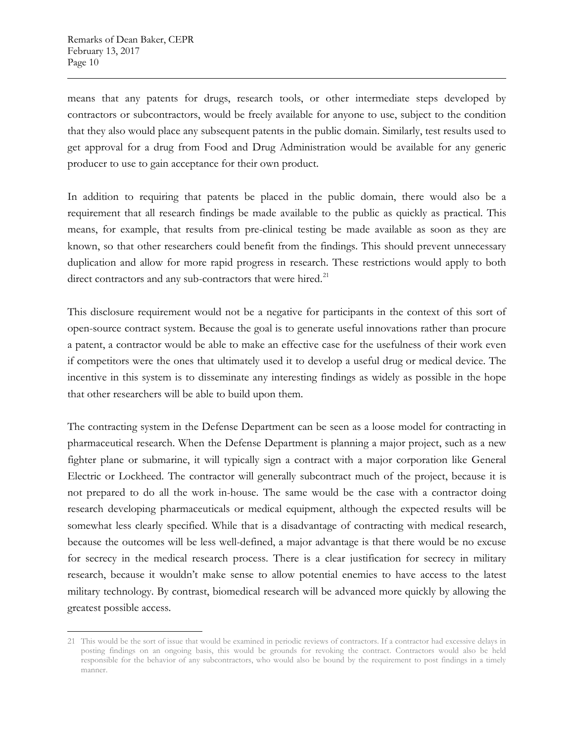means that any patents for drugs, research tools, or other intermediate steps developed by contractors or subcontractors, would be freely available for anyone to use, subject to the condition that they also would place any subsequent patents in the public domain. Similarly, test results used to get approval for a drug from Food and Drug Administration would be available for any generic producer to use to gain acceptance for their own product.

In addition to requiring that patents be placed in the public domain, there would also be a requirement that all research findings be made available to the public as quickly as practical. This means, for example, that results from pre-clinical testing be made available as soon as they are known, so that other researchers could benefit from the findings. This should prevent unnecessary duplication and allow for more rapid progress in research. These restrictions would apply to both direct contractors and any sub-contractors that were hired.[21]

This disclosure requirement would not be a negative for participants in the context of this sort of open-source contract system. Because the goal is to generate useful innovations rather than procure a patent, a contractor would be able to make an effective case for the usefulness of their work even if competitors were the ones that ultimately used it to develop a useful drug or medical device. The incentive in this system is to disseminate any interesting findings as widely as possible in the hope that other researchers will be able to build upon them.

The contracting system in the Defense Department can be seen as a loose model for contracting in pharmaceutical research. When the Defense Department is planning a major project, such as a new fighter plane or submarine, it will typically sign a contract with a major corporation like General Electric or Lockheed. The contractor will generally subcontract much of the project, because it is not prepared to do all the work in-house. The same would be the case with a contractor doing research developing pharmaceuticals or medical equipment, although the expected results will be somewhat less clearly specified. While that is a disadvantage of contracting with medical research, because the outcomes will be less well-defined, a major advantage is that there would be no excuse for secrecy in the medical research process. There is a clear justification for secrecy in military research, because it wouldn't make sense to allow potential enemies to have access to the latest military technology. By contrast, biomedical research will be advanced more quickly by allowing the greatest possible access.

---

21 This would be the sort of issue that would be examined in periodic reviews of contractors. If a contractor had excessive delays in posting findings on an ongoing basis, this would be grounds for revoking the contract. Contractors would also be held responsible for the behavior of any subcontractors, who would also be bound by the requirement to post findings in a timely manner.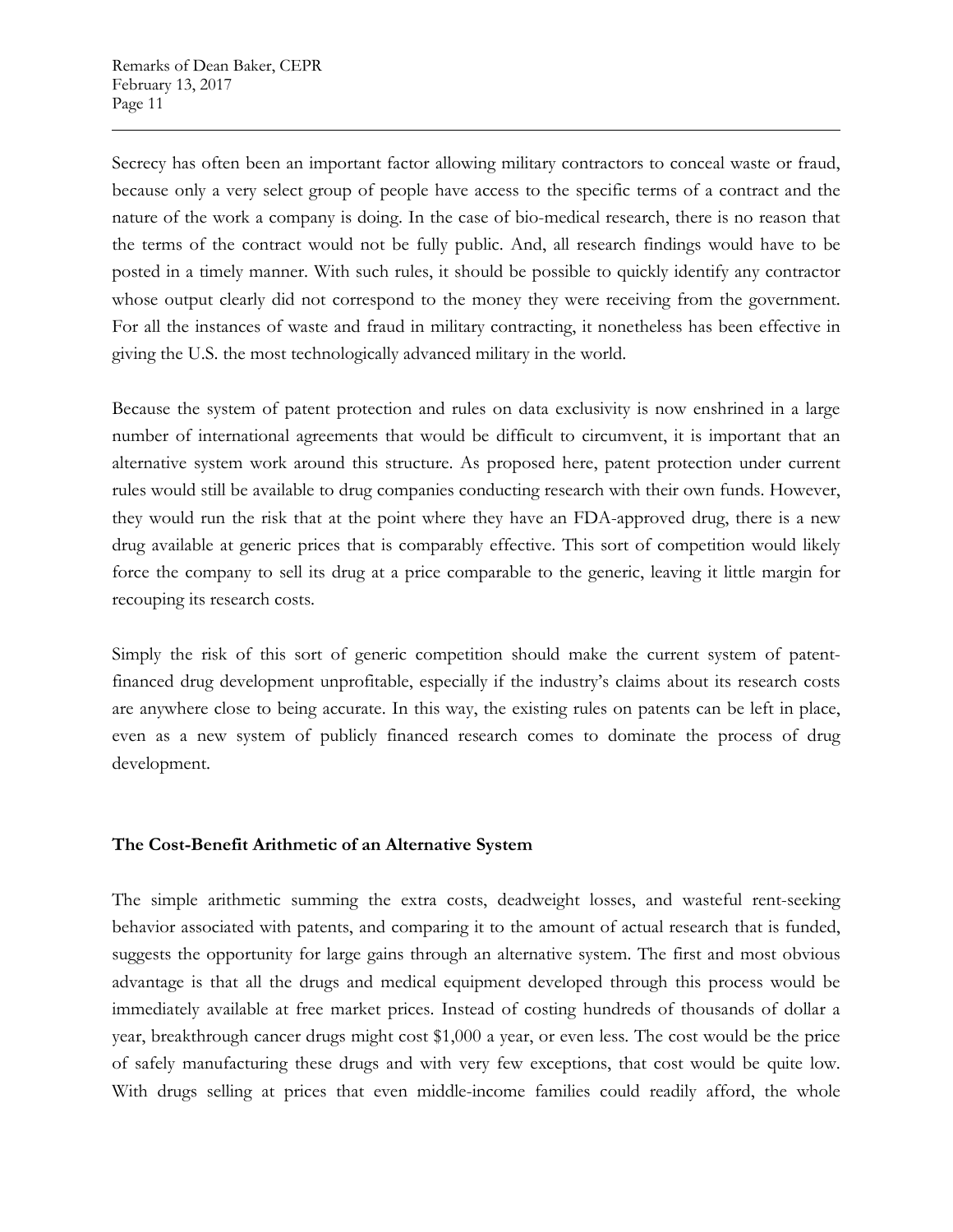Secrecy has often been an important factor allowing military contractors to conceal waste or fraud, because only a very select group of people have access to the specific terms of a contract and the nature of the work a company is doing. In the case of bio-medical research, there is no reason that the terms of the contract would not be fully public. And, all research findings would have to be posted in a timely manner. With such rules, it should be possible to quickly identify any contractor whose output clearly did not correspond to the money they were receiving from the government. For all the instances of waste and fraud in military contracting, it nonetheless has been effective in giving the U.S. the most technologically advanced military in the world.

Because the system of patent protection and rules on data exclusivity is now enshrined in a large number of international agreements that would be difficult to circumvent, it is important that an alternative system work around this structure. As proposed here, patent protection under current rules would still be available to drug companies conducting research with their own funds. However, they would run the risk that at the point where they have an FDA-approved drug, there is a new drug available at generic prices that is comparably effective. This sort of competition would likely force the company to sell its drug at a price comparable to the generic, leaving it little margin for recouping its research costs.

Simply the risk of this sort of generic competition should make the current system of patent-financed drug development unprofitable, especially if the industry's claims about its research costs are anywhere close to being accurate. In this way, the existing rules on patents can be left in place, even as a new system of publicly financed research comes to dominate the process of drug development.

### The Cost-Benefit Arithmetic of an Alternative System

The simple arithmetic summing the extra costs, deadweight losses, and wasteful rent-seeking behavior associated with patents, and comparing it to the amount of actual research that is funded, suggests the opportunity for large gains through an alternative system. The first and most obvious advantage is that all the drugs and medical equipment developed through this process would be immediately available at free market prices. Instead of costing hundreds of thousands of dollar a year, breakthrough cancer drugs might cost $1,000 a year, or even less. The cost would be the price of safely manufacturing these drugs and with very few exceptions, that cost would be quite low. With drugs selling at prices that even middle-income families could readily afford, the whole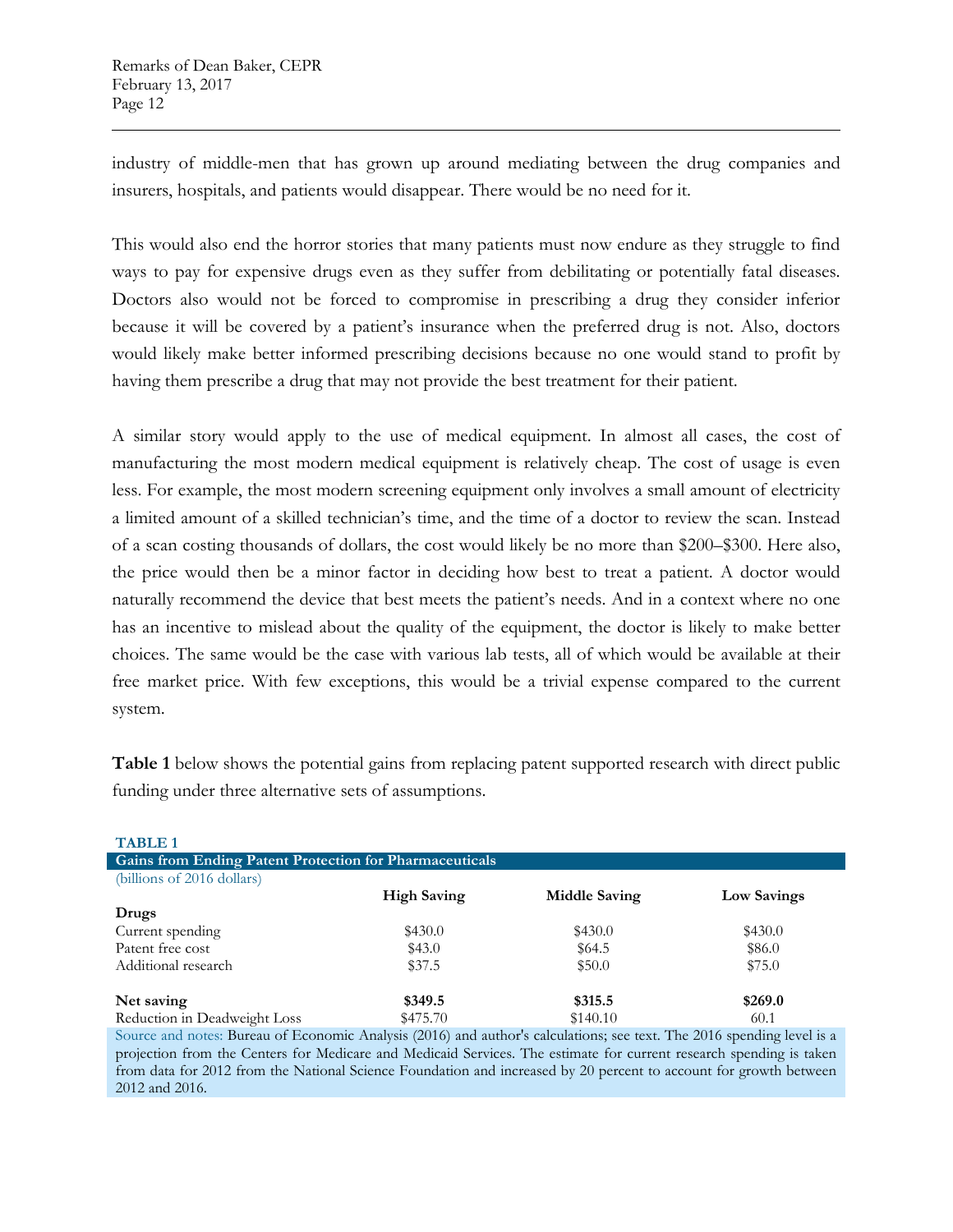industry of middle-men that has grown up around mediating between the drug companies and insurers, hospitals, and patients would disappear. There would be no need for it.

This would also end the horror stories that many patients must now endure as they struggle to find ways to pay for expensive drugs even as they suffer from debilitating or potentially fatal diseases. Doctors also would not be forced to compromise in prescribing a drug they consider inferior because it will be covered by a patient's insurance when the preferred drug is not. Also, doctors would likely make better informed prescribing decisions because no one would stand to profit by having them prescribe a drug that may not provide the best treatment for their patient.

A similar story would apply to the use of medical equipment. In almost all cases, the cost of manufacturing the most modern medical equipment is relatively cheap. The cost of usage is even less. For example, the most modern screening equipment only involves a small amount of electricity a limited amount of a skilled technician's time, and the time of a doctor to review the scan. Instead of a scan costing thousands of dollars, the cost would likely be no more than $200–$300. Here also, the price would then be a minor factor in deciding how best to treat a patient. A doctor would naturally recommend the device that best meets the patient's needs. And in a context where no one has an incentive to mislead about the quality of the equipment, the doctor is likely to make better choices. The same would be the case with various lab tests, all of which would be available at their free market price. With few exceptions, this would be a trivial expense compared to the current system.

**Table 1** below shows the potential gains from replacing patent supported research with direct public funding under three alternative sets of assumptions.

**TABLE 1**

**Gains from Ending Patent Protection for Pharmaceuticals**

(billions of 2016 dollars)

| | High Saving | Middle Saving | Low Savings |
|---|---|---|---|
| **Drugs** | | | |
| Current spending | $430.0 | $430.0 | $430.0 |
| Patent free cost | $43.0 | $64.5 | $86.0 |
| Additional research | $37.5 | $50.0 | $75.0 |
| **Net saving** | **$349.5** | **$315.5** | **$269.0** |
| Reduction in Deadweight Loss | $475.70 | $140.10 | 60.1 |

Source and notes: Bureau of Economic Analysis (2016) and author's calculations; see text. The 2016 spending level is a projection from the Centers for Medicare and Medicaid Services. The estimate for current research spending is taken from data for 2012 from the National Science Foundation and increased by 20 percent to account for growth between 2012 and 2016.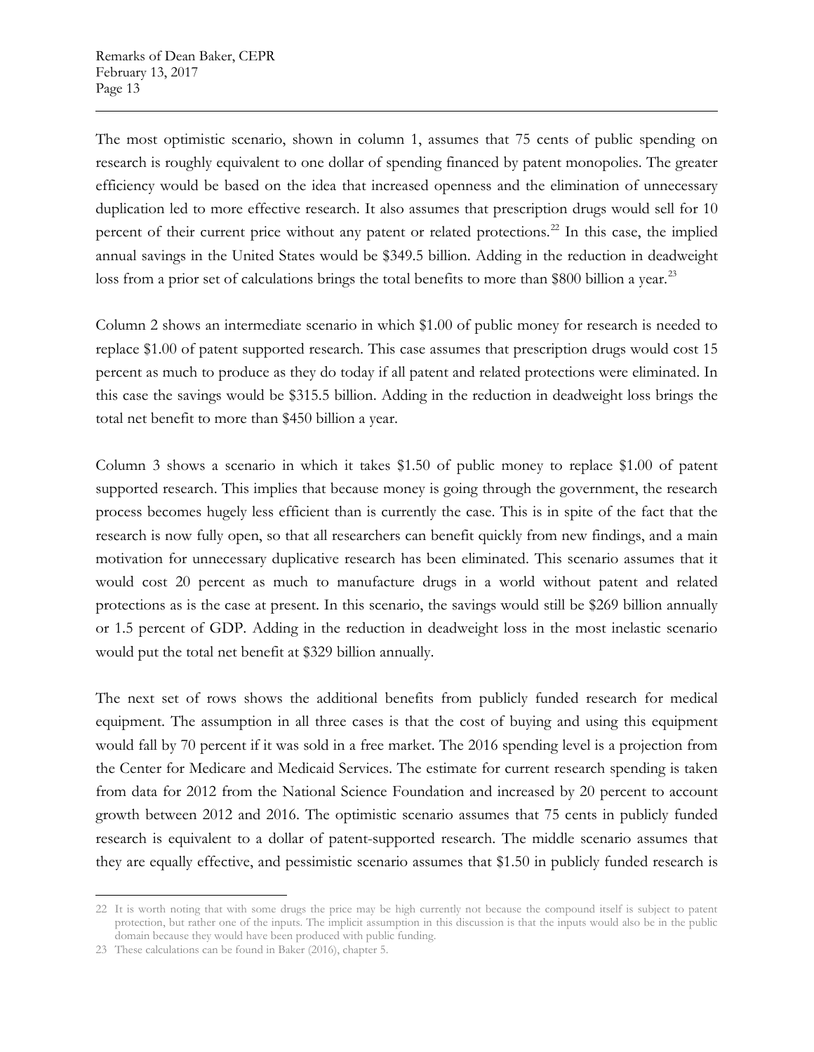The most optimistic scenario, shown in column 1, assumes that 75 cents of public spending on research is roughly equivalent to one dollar of spending financed by patent monopolies. The greater efficiency would be based on the idea that increased openness and the elimination of unnecessary duplication led to more effective research. It also assumes that prescription drugs would sell for 10 percent of their current price without any patent or related protections.[22] In this case, the implied annual savings in the United States would be $349.5 billion. Adding in the reduction in deadweight loss from a prior set of calculations brings the total benefits to more than $800 billion a year.[23]

Column 2 shows an intermediate scenario in which $1.00 of public money for research is needed to replace $1.00 of patent supported research. This case assumes that prescription drugs would cost 15 percent as much to produce as they do today if all patent and related protections were eliminated. In this case the savings would be $315.5 billion. Adding in the reduction in deadweight loss brings the total net benefit to more than $450 billion a year.

Column 3 shows a scenario in which it takes $1.50 of public money to replace $1.00 of patent supported research. This implies that because money is going through the government, the research process becomes hugely less efficient than is currently the case. This is in spite of the fact that the research is now fully open, so that all researchers can benefit quickly from new findings, and a main motivation for unnecessary duplicative research has been eliminated. This scenario assumes that it would cost 20 percent as much to manufacture drugs in a world without patent and related protections as is the case at present. In this scenario, the savings would still be $269 billion annually or 1.5 percent of GDP. Adding in the reduction in deadweight loss in the most inelastic scenario would put the total net benefit at $329 billion annually.

The next set of rows shows the additional benefits from publicly funded research for medical equipment. The assumption in all three cases is that the cost of buying and using this equipment would fall by 70 percent if it was sold in a free market. The 2016 spending level is a projection from the Center for Medicare and Medicaid Services. The estimate for current research spending is taken from data for 2012 from the National Science Foundation and increased by 20 percent to account growth between 2012 and 2016. The optimistic scenario assumes that 75 cents in publicly funded research is equivalent to a dollar of patent-supported research. The middle scenario assumes that they are equally effective, and pessimistic scenario assumes that $1.50 in publicly funded research is

---

[22] It is worth noting that with some drugs the price may be high currently not because the compound itself is subject to patent protection, but rather one of the inputs. The implicit assumption in this discussion is that the inputs would also be in the public domain because they would have been produced with public funding.

[23] These calculations can be found in Baker (2016), chapter 5.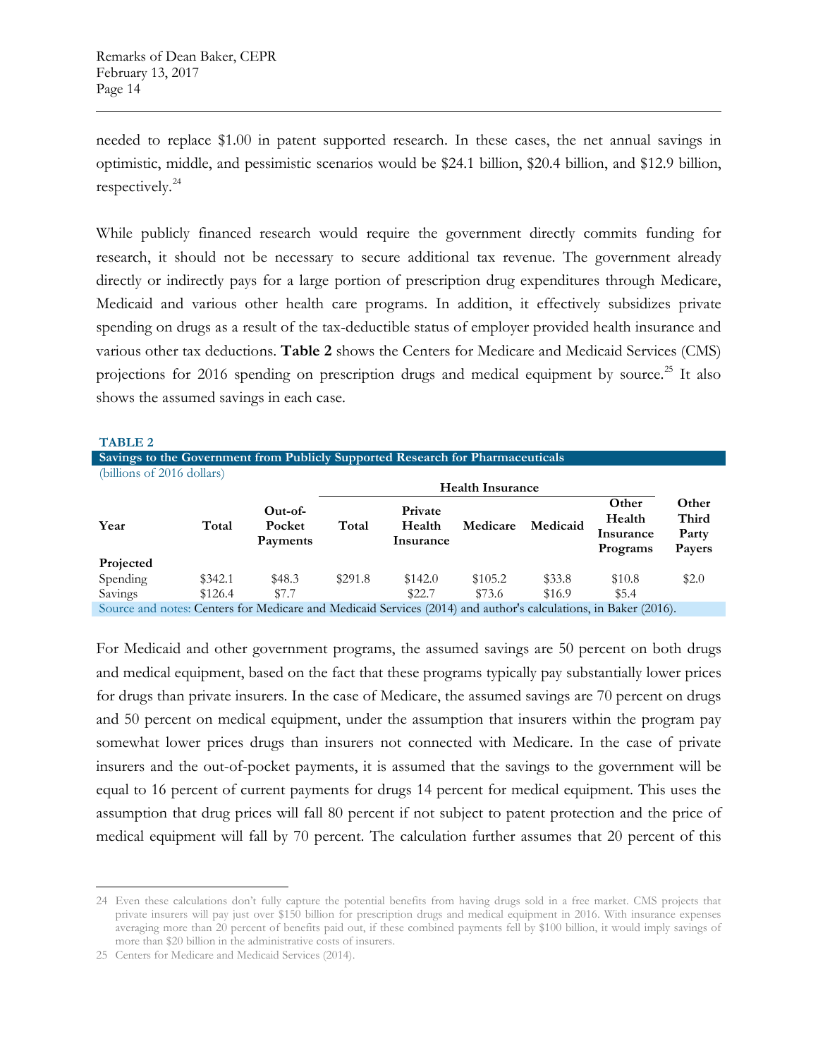needed to replace $1.00 in patent supported research. In these cases, the net annual savings in optimistic, middle, and pessimistic scenarios would be $24.1 billion, $20.4 billion, and $12.9 billion, respectively.[24]

While publicly financed research would require the government directly commits funding for research, it should not be necessary to secure additional tax revenue. The government already directly or indirectly pays for a large portion of prescription drug expenditures through Medicare, Medicaid and various other health care programs. In addition, it effectively subsidizes private spending on drugs as a result of the tax-deductible status of employer provided health insurance and various other tax deductions. **Table 2** shows the Centers for Medicare and Medicaid Services (CMS) projections for 2016 spending on prescription drugs and medical equipment by source.[25] It also shows the assumed savings in each case.

**TABLE 2**

**Savings to the Government from Publicly Supported Research for Pharmaceuticals**

(billions of 2016 dollars)

| | | | Health Insurance | | | | | |
|---|---|---|---|---|---|---|---|---|
| **Year** | **Total** | **Out-of-Pocket Payments** | **Total** | **Private Health Insurance** | **Medicare** | **Medicaid** | **Other Health Insurance Programs** | **Other Third Party Payers** |
| **Projected** | | | | | | | | |
| Spending | $342.1 | $48.3 | $291.8 | $142.0 | $105.2 | $33.8 | $10.8 | $2.0 |
| Savings | $126.4 | $7.7 | | $22.7 | $73.6 | $16.9 | $5.4 | |

Source and notes: Centers for Medicare and Medicaid Services (2014) and author's calculations, in Baker (2016).

For Medicaid and other government programs, the assumed savings are 50 percent on both drugs and medical equipment, based on the fact that these programs typically pay substantially lower prices for drugs than private insurers. In the case of Medicare, the assumed savings are 70 percent on drugs and 50 percent on medical equipment, under the assumption that insurers within the program pay somewhat lower prices drugs than insurers not connected with Medicare. In the case of private insurers and the out-of-pocket payments, it is assumed that the savings to the government will be equal to 16 percent of current payments for drugs 14 percent for medical equipment. This uses the assumption that drug prices will fall 80 percent if not subject to patent protection and the price of medical equipment will fall by 70 percent. The calculation further assumes that 20 percent of this

---

24 Even these calculations don't fully capture the potential benefits from having drugs sold in a free market. CMS projects that private insurers will pay just over $150 billion for prescription drugs and medical equipment in 2016. With insurance expenses averaging more than 20 percent of benefits paid out, if these combined payments fell by $100 billion, it would imply savings of more than $20 billion in the administrative costs of insurers.

25 Centers for Medicare and Medicaid Services (2014).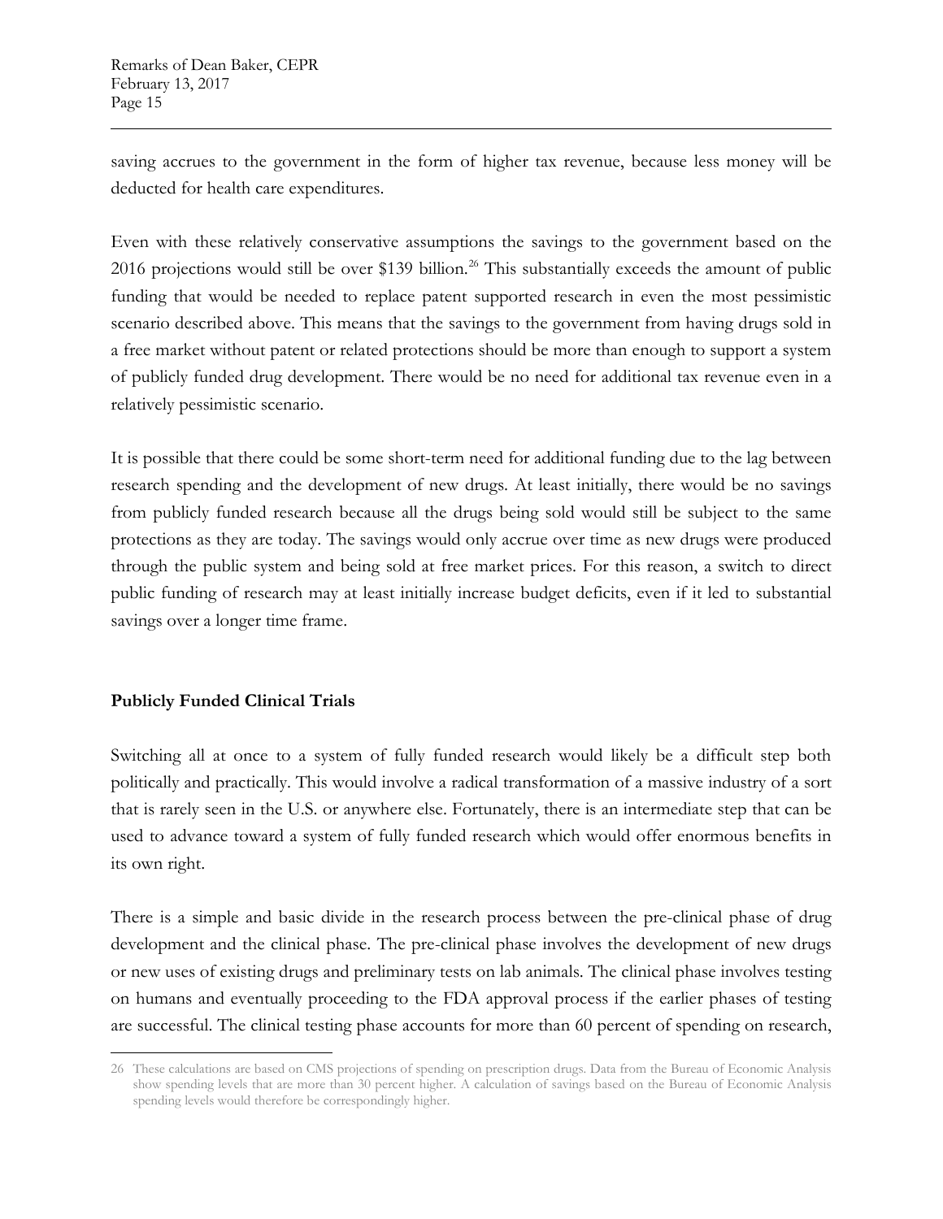saving accrues to the government in the form of higher tax revenue, because less money will be deducted for health care expenditures.

Even with these relatively conservative assumptions the savings to the government based on the 2016 projections would still be over $139 billion.[26] This substantially exceeds the amount of public funding that would be needed to replace patent supported research in even the most pessimistic scenario described above. This means that the savings to the government from having drugs sold in a free market without patent or related protections should be more than enough to support a system of publicly funded drug development. There would be no need for additional tax revenue even in a relatively pessimistic scenario.

It is possible that there could be some short-term need for additional funding due to the lag between research spending and the development of new drugs. At least initially, there would be no savings from publicly funded research because all the drugs being sold would still be subject to the same protections as they are today. The savings would only accrue over time as new drugs were produced through the public system and being sold at free market prices. For this reason, a switch to direct public funding of research may at least initially increase budget deficits, even if it led to substantial savings over a longer time frame.

**Publicly Funded Clinical Trials**

Switching all at once to a system of fully funded research would likely be a difficult step both politically and practically. This would involve a radical transformation of a massive industry of a sort that is rarely seen in the U.S. or anywhere else. Fortunately, there is an intermediate step that can be used to advance toward a system of fully funded research which would offer enormous benefits in its own right.

There is a simple and basic divide in the research process between the pre-clinical phase of drug development and the clinical phase. The pre-clinical phase involves the development of new drugs or new uses of existing drugs and preliminary tests on lab animals. The clinical phase involves testing on humans and eventually proceeding to the FDA approval process if the earlier phases of testing are successful. The clinical testing phase accounts for more than 60 percent of spending on research,

---

26 These calculations are based on CMS projections of spending on prescription drugs. Data from the Bureau of Economic Analysis show spending levels that are more than 30 percent higher. A calculation of savings based on the Bureau of Economic Analysis spending levels would therefore be correspondingly higher.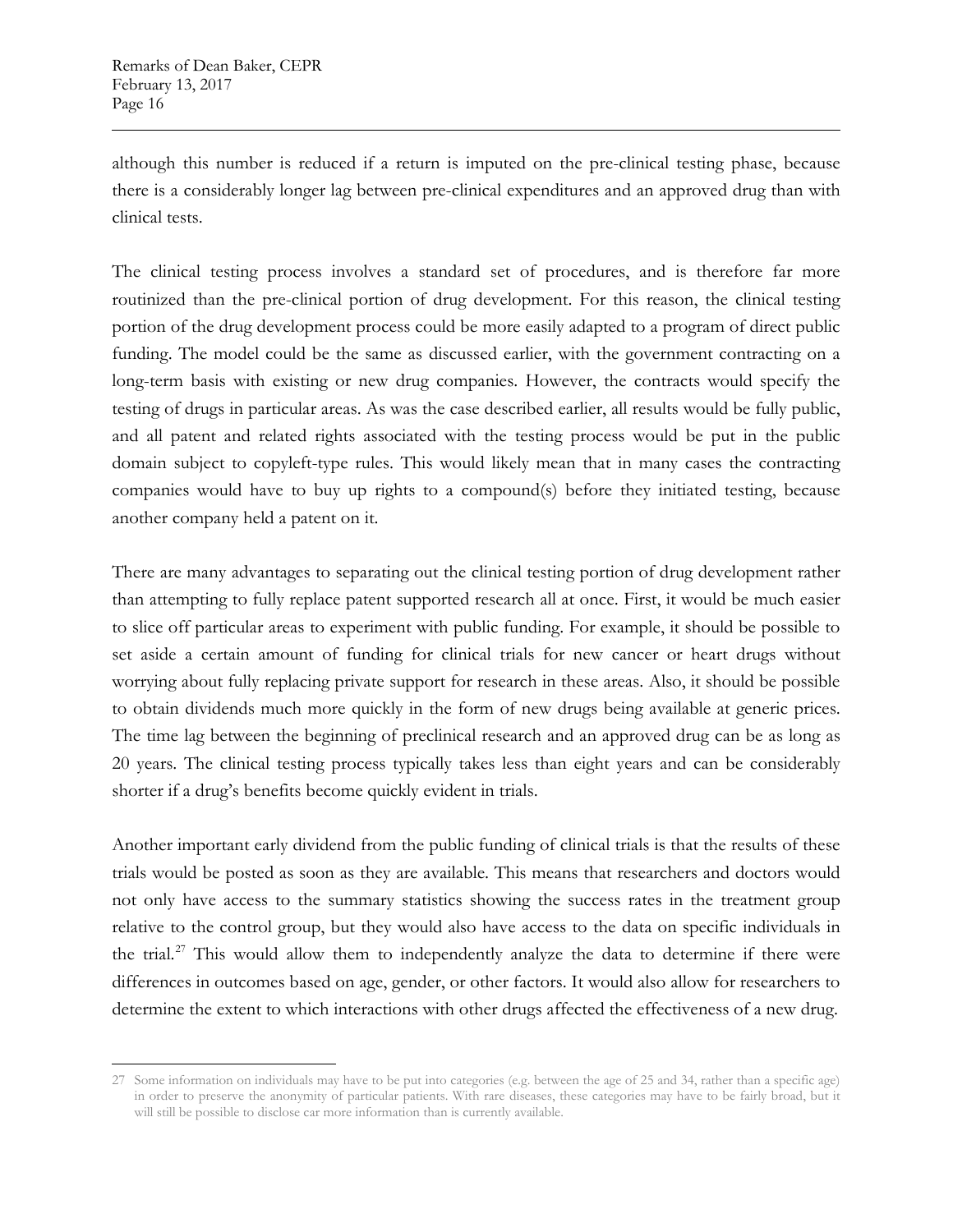although this number is reduced if a return is imputed on the pre-clinical testing phase, because there is a considerably longer lag between pre-clinical expenditures and an approved drug than with clinical tests.

The clinical testing process involves a standard set of procedures, and is therefore far more routinized than the pre-clinical portion of drug development. For this reason, the clinical testing portion of the drug development process could be more easily adapted to a program of direct public funding. The model could be the same as discussed earlier, with the government contracting on a long-term basis with existing or new drug companies. However, the contracts would specify the testing of drugs in particular areas. As was the case described earlier, all results would be fully public, and all patent and related rights associated with the testing process would be put in the public domain subject to copyleft-type rules. This would likely mean that in many cases the contracting companies would have to buy up rights to a compound(s) before they initiated testing, because another company held a patent on it.

There are many advantages to separating out the clinical testing portion of drug development rather than attempting to fully replace patent supported research all at once. First, it would be much easier to slice off particular areas to experiment with public funding. For example, it should be possible to set aside a certain amount of funding for clinical trials for new cancer or heart drugs without worrying about fully replacing private support for research in these areas. Also, it should be possible to obtain dividends much more quickly in the form of new drugs being available at generic prices. The time lag between the beginning of preclinical research and an approved drug can be as long as 20 years. The clinical testing process typically takes less than eight years and can be considerably shorter if a drug's benefits become quickly evident in trials.

Another important early dividend from the public funding of clinical trials is that the results of these trials would be posted as soon as they are available. This means that researchers and doctors would not only have access to the summary statistics showing the success rates in the treatment group relative to the control group, but they would also have access to the data on specific individuals in the trial.[27] This would allow them to independently analyze the data to determine if there were differences in outcomes based on age, gender, or other factors. It would also allow for researchers to determine the extent to which interactions with other drugs affected the effectiveness of a new drug.

---

27 Some information on individuals may have to be put into categories (e.g. between the age of 25 and 34, rather than a specific age) in order to preserve the anonymity of particular patients. With rare diseases, these categories may have to be fairly broad, but it will still be possible to disclose car more information than is currently available.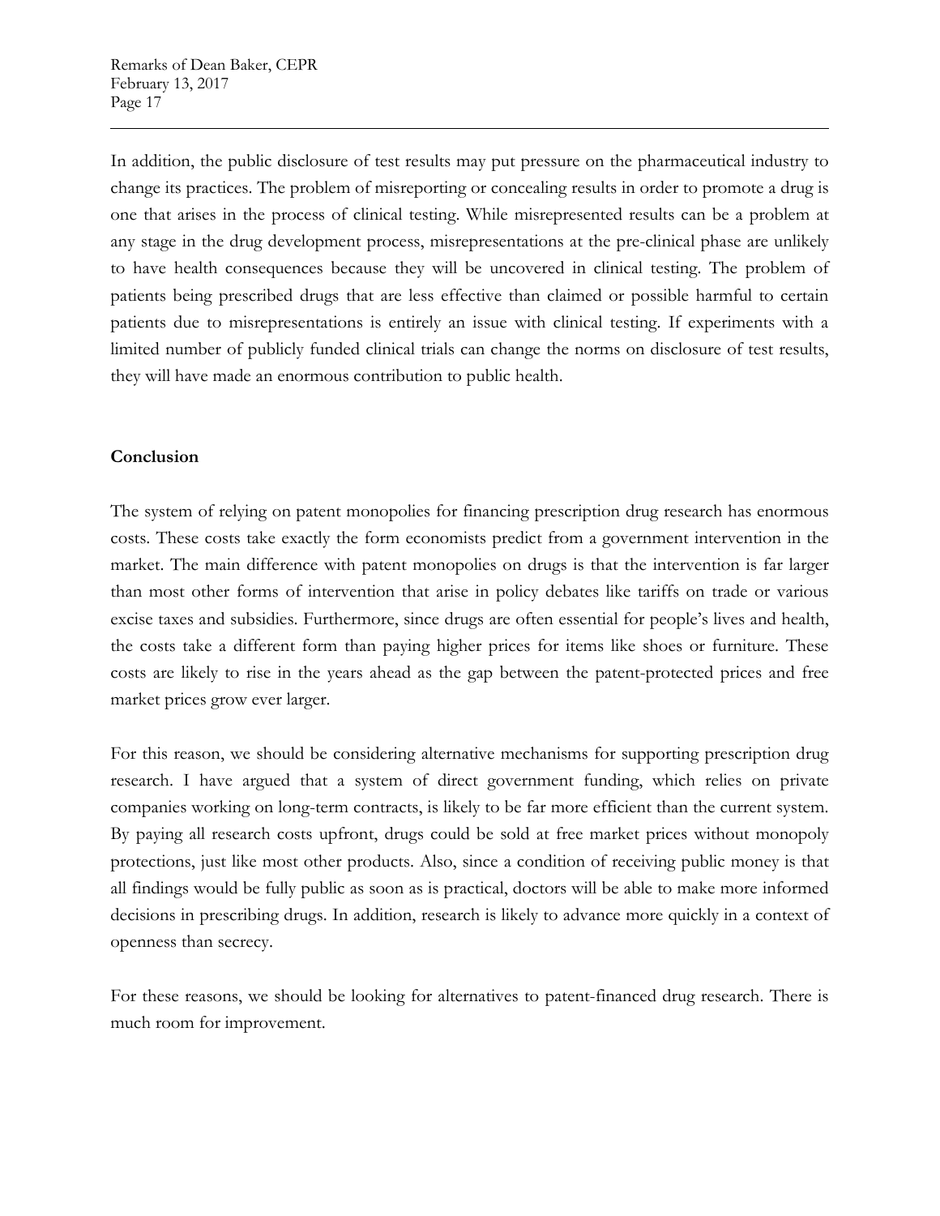In addition, the public disclosure of test results may put pressure on the pharmaceutical industry to change its practices. The problem of misreporting or concealing results in order to promote a drug is one that arises in the process of clinical testing. While misrepresented results can be a problem at any stage in the drug development process, misrepresentations at the pre-clinical phase are unlikely to have health consequences because they will be uncovered in clinical testing. The problem of patients being prescribed drugs that are less effective than claimed or possible harmful to certain patients due to misrepresentations is entirely an issue with clinical testing. If experiments with a limited number of publicly funded clinical trials can change the norms on disclosure of test results, they will have made an enormous contribution to public health.

**Conclusion**

The system of relying on patent monopolies for financing prescription drug research has enormous costs. These costs take exactly the form economists predict from a government intervention in the market. The main difference with patent monopolies on drugs is that the intervention is far larger than most other forms of intervention that arise in policy debates like tariffs on trade or various excise taxes and subsidies. Furthermore, since drugs are often essential for people's lives and health, the costs take a different form than paying higher prices for items like shoes or furniture. These costs are likely to rise in the years ahead as the gap between the patent-protected prices and free market prices grow ever larger.

For this reason, we should be considering alternative mechanisms for supporting prescription drug research. I have argued that a system of direct government funding, which relies on private companies working on long-term contracts, is likely to be far more efficient than the current system. By paying all research costs upfront, drugs could be sold at free market prices without monopoly protections, just like most other products. Also, since a condition of receiving public money is that all findings would be fully public as soon as is practical, doctors will be able to make more informed decisions in prescribing drugs. In addition, research is likely to advance more quickly in a context of openness than secrecy.

For these reasons, we should be looking for alternatives to patent-financed drug research. There is much room for improvement.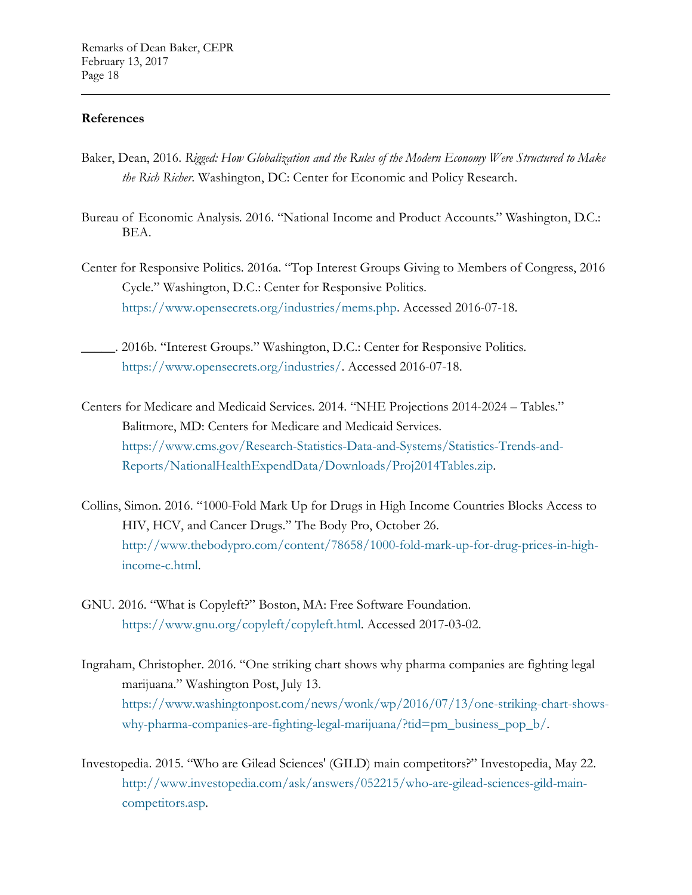## References

Baker, Dean, 2016. *Rigged: How Globalization and the Rules of the Modern Economy Were Structured to Make the Rich Richer*. Washington, DC: Center for Economic and Policy Research.

Bureau of Economic Analysis. 2016. "National Income and Product Accounts." Washington, D.C.: BEA.

Center for Responsive Politics. 2016a. "Top Interest Groups Giving to Members of Congress, 2016 Cycle." Washington, D.C.: Center for Responsive Politics. https://www.opensecrets.org/industries/mems.php. Accessed 2016-07-18.

_____. 2016b. "Interest Groups." Washington, D.C.: Center for Responsive Politics. https://www.opensecrets.org/industries/. Accessed 2016-07-18.

Centers for Medicare and Medicaid Services. 2014. "NHE Projections 2014-2024 – Tables." Balitmore, MD: Centers for Medicare and Medicaid Services. https://www.cms.gov/Research-Statistics-Data-and-Systems/Statistics-Trends-and-Reports/NationalHealthExpendData/Downloads/Proj2014Tables.zip.

Collins, Simon. 2016. "1000-Fold Mark Up for Drugs in High Income Countries Blocks Access to HIV, HCV, and Cancer Drugs." The Body Pro, October 26. http://www.thebodypro.com/content/78658/1000-fold-mark-up-for-drug-prices-in-high-income-c.html.

GNU. 2016. "What is Copyleft?" Boston, MA: Free Software Foundation. https://www.gnu.org/copyleft/copyleft.html. Accessed 2017-03-02.

Ingraham, Christopher. 2016. "One striking chart shows why pharma companies are fighting legal marijuana." Washington Post, July 13. https://www.washingtonpost.com/news/wonk/wp/2016/07/13/one-striking-chart-shows-why-pharma-companies-are-fighting-legal-marijuana/?tid=pm_business_pop_b/.

Investopedia. 2015. "Who are Gilead Sciences' (GILD) main competitors?" Investopedia, May 22. http://www.investopedia.com/ask/answers/052215/who-are-gilead-sciences-gild-main-competitors.asp.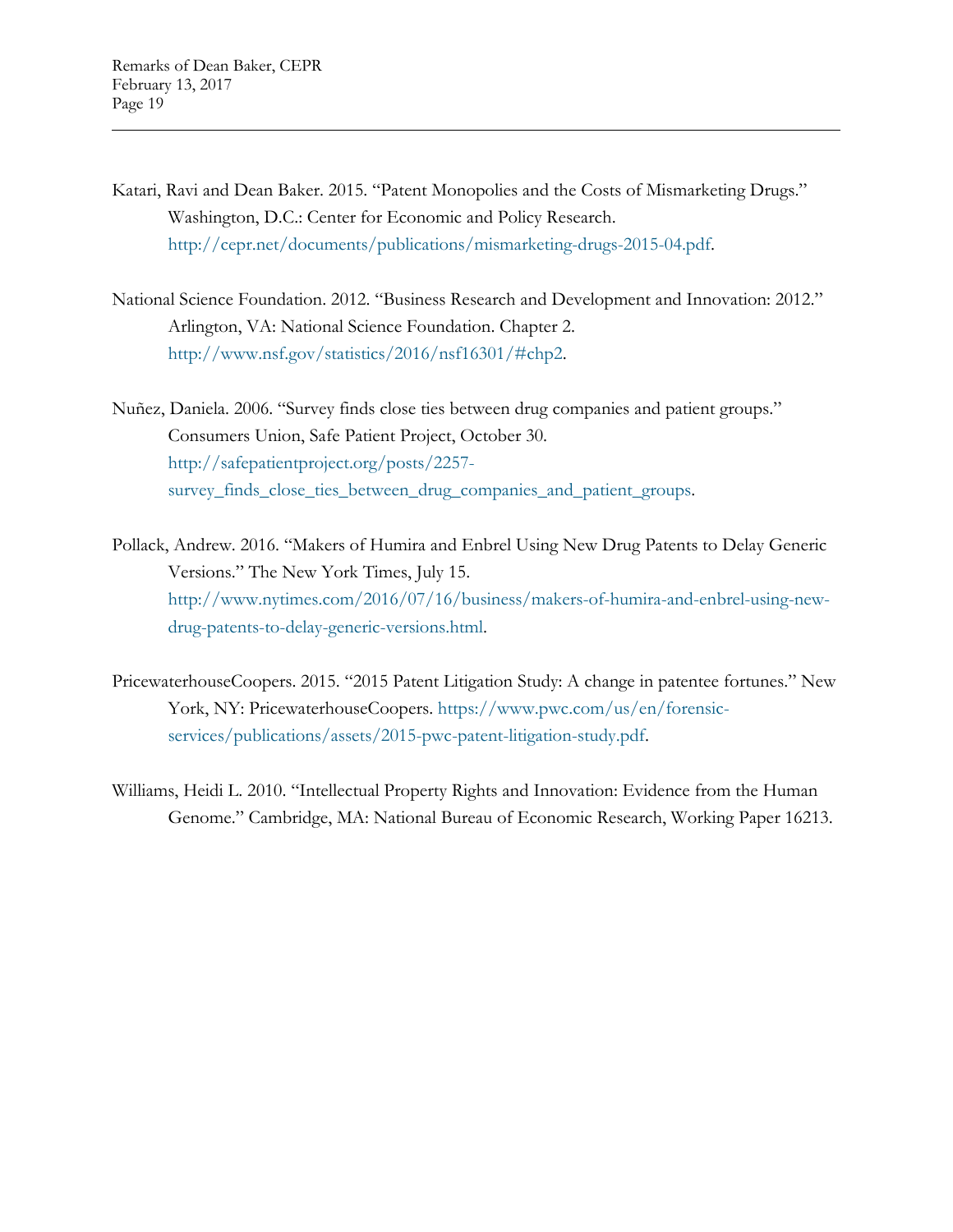Katari, Ravi and Dean Baker. 2015. "Patent Monopolies and the Costs of Mismarketing Drugs." Washington, D.C.: Center for Economic and Policy Research. http://cepr.net/documents/publications/mismarketing-drugs-2015-04.pdf.

National Science Foundation. 2012. "Business Research and Development and Innovation: 2012." Arlington, VA: National Science Foundation. Chapter 2. http://www.nsf.gov/statistics/2016/nsf16301/#chp2.

Nuñez, Daniela. 2006. "Survey finds close ties between drug companies and patient groups." Consumers Union, Safe Patient Project, October 30. http://safepatientproject.org/posts/2257-survey_finds_close_ties_between_drug_companies_and_patient_groups.

Pollack, Andrew. 2016. "Makers of Humira and Enbrel Using New Drug Patents to Delay Generic Versions." The New York Times, July 15. http://www.nytimes.com/2016/07/16/business/makers-of-humira-and-enbrel-using-new-drug-patents-to-delay-generic-versions.html.

PricewaterhouseCoopers. 2015. "2015 Patent Litigation Study: A change in patentee fortunes." New York, NY: PricewaterhouseCoopers. https://www.pwc.com/us/en/forensic-services/publications/assets/2015-pwc-patent-litigation-study.pdf.

Williams, Heidi L. 2010. "Intellectual Property Rights and Innovation: Evidence from the Human Genome." Cambridge, MA: National Bureau of Economic Research, Working Paper 16213.